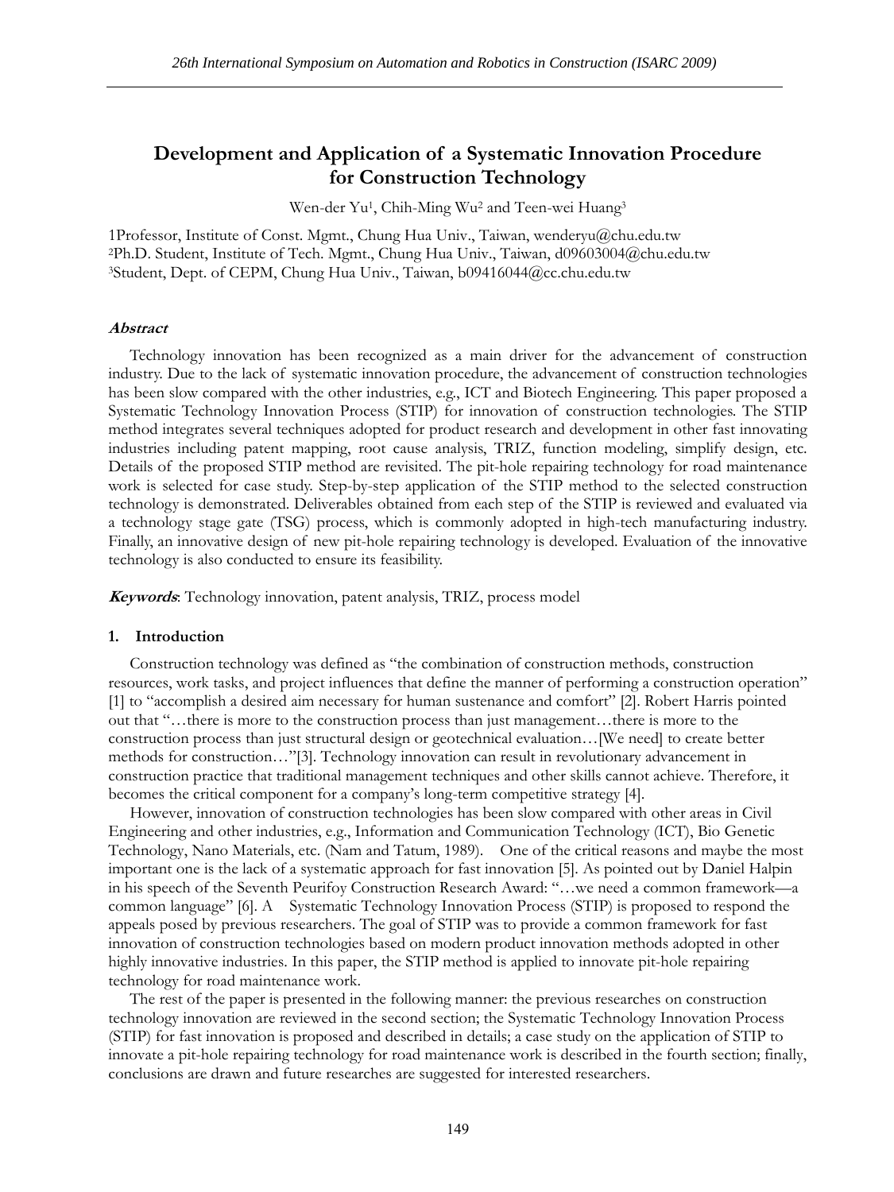# Development and Application of a Systematic Innovation Procedure for Construction Technology

Wen-der Yu[1], Chih-Ming Wu[2] and Teen-wei Huang[3]

1Professor, Institute of Const. Mgmt., Chung Hua Univ., Taiwan, wenderyu@chu.edu.tw
[2]Ph.D. Student, Institute of Tech. Mgmt., Chung Hua Univ., Taiwan, d09603004@chu.edu.tw
[3]Student, Dept. of CEPM, Chung Hua Univ., Taiwan, b09416044@cc.chu.edu.tw

***Abstract***

Technology innovation has been recognized as a main driver for the advancement of construction industry. Due to the lack of systematic innovation procedure, the advancement of construction technologies has been slow compared with the other industries, e.g., ICT and Biotech Engineering. This paper proposed a Systematic Technology Innovation Process (STIP) for innovation of construction technologies. The STIP method integrates several techniques adopted for product research and development in other fast innovating industries including patent mapping, root cause analysis, TRIZ, function modeling, simplify design, etc. Details of the proposed STIP method are revisited. The pit-hole repairing technology for road maintenance work is selected for case study. Step-by-step application of the STIP method to the selected construction technology is demonstrated. Deliverables obtained from each step of the STIP is reviewed and evaluated via a technology stage gate (TSG) process, which is commonly adopted in high-tech manufacturing industry. Finally, an innovative design of new pit-hole repairing technology is developed. Evaluation of the innovative technology is also conducted to ensure its feasibility.

***Keywords***: Technology innovation, patent analysis, TRIZ, process model

## 1. Introduction

Construction technology was defined as "the combination of construction methods, construction resources, work tasks, and project influences that define the manner of performing a construction operation" [1] to "accomplish a desired aim necessary for human sustenance and comfort" [2]. Robert Harris pointed out that "…there is more to the construction process than just management…there is more to the construction process than just structural design or geotechnical evaluation…[We need] to create better methods for construction…"[3]. Technology innovation can result in revolutionary advancement in construction practice that traditional management techniques and other skills cannot achieve. Therefore, it becomes the critical component for a company's long-term competitive strategy [4].

However, innovation of construction technologies has been slow compared with other areas in Civil Engineering and other industries, e.g., Information and Communication Technology (ICT), Bio Genetic Technology, Nano Materials, etc. (Nam and Tatum, 1989). One of the critical reasons and maybe the most important one is the lack of a systematic approach for fast innovation [5]. As pointed out by Daniel Halpin in his speech of the Seventh Peurifoy Construction Research Award: "…we need a common framework—a common language" [6]. A Systematic Technology Innovation Process (STIP) is proposed to respond the appeals posed by previous researchers. The goal of STIP was to provide a common framework for fast innovation of construction technologies based on modern product innovation methods adopted in other highly innovative industries. In this paper, the STIP method is applied to innovate pit-hole repairing technology for road maintenance work.

The rest of the paper is presented in the following manner: the previous researches on construction technology innovation are reviewed in the second section; the Systematic Technology Innovation Process (STIP) for fast innovation is proposed and described in details; a case study on the application of STIP to innovate a pit-hole repairing technology for road maintenance work is described in the fourth section; finally, conclusions are drawn and future researches are suggested for interested researchers.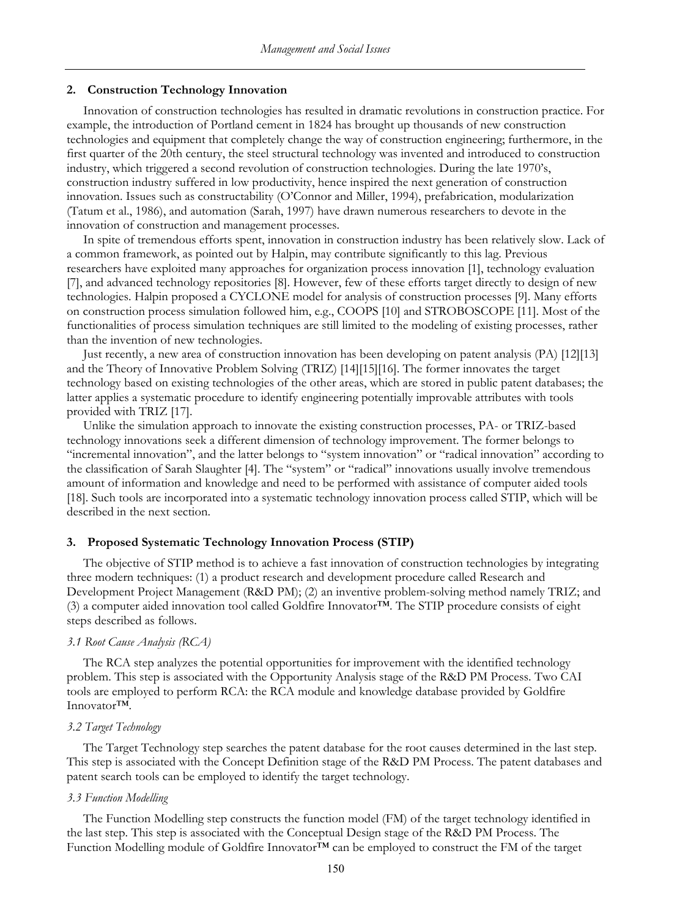## 2. Construction Technology Innovation

Innovation of construction technologies has resulted in dramatic revolutions in construction practice. For example, the introduction of Portland cement in 1824 has brought up thousands of new construction technologies and equipment that completely change the way of construction engineering; furthermore, in the first quarter of the 20th century, the steel structural technology was invented and introduced to construction industry, which triggered a second revolution of construction technologies. During the late 1970's, construction industry suffered in low productivity, hence inspired the next generation of construction innovation. Issues such as constructability (O'Connor and Miller, 1994), prefabrication, modularization (Tatum et al., 1986), and automation (Sarah, 1997) have drawn numerous researchers to devote in the innovation of construction and management processes.

In spite of tremendous efforts spent, innovation in construction industry has been relatively slow. Lack of a common framework, as pointed out by Halpin, may contribute significantly to this lag. Previous researchers have exploited many approaches for organization process innovation [1], technology evaluation [7], and advanced technology repositories [8]. However, few of these efforts target directly to design of new technologies. Halpin proposed a CYCLONE model for analysis of construction processes [9]. Many efforts on construction process simulation followed him, e.g., COOPS [10] and STROBOSCOPE [11]. Most of the functionalities of process simulation techniques are still limited to the modeling of existing processes, rather than the invention of new technologies.

Just recently, a new area of construction innovation has been developing on patent analysis (PA) [12][13] and the Theory of Innovative Problem Solving (TRIZ) [14][15][16]. The former innovates the target technology based on existing technologies of the other areas, which are stored in public patent databases; the latter applies a systematic procedure to identify engineering potentially improvable attributes with tools provided with TRIZ [17].

Unlike the simulation approach to innovate the existing construction processes, PA- or TRIZ-based technology innovations seek a different dimension of technology improvement. The former belongs to "incremental innovation", and the latter belongs to "system innovation" or "radical innovation" according to the classification of Sarah Slaughter [4]. The "system" or "radical" innovations usually involve tremendous amount of information and knowledge and need to be performed with assistance of computer aided tools [18]. Such tools are incorporated into a systematic technology innovation process called STIP, which will be described in the next section.

## 3. Proposed Systematic Technology Innovation Process (STIP)

The objective of STIP method is to achieve a fast innovation of construction technologies by integrating three modern techniques: (1) a product research and development procedure called Research and Development Project Management (R&D PM); (2) an inventive problem-solving method namely TRIZ; and (3) a computer aided innovation tool called Goldfire Innovator™. The STIP procedure consists of eight steps described as follows.

### *3.1 Root Cause Analysis (RCA)*

The RCA step analyzes the potential opportunities for improvement with the identified technology problem. This step is associated with the Opportunity Analysis stage of the R&D PM Process. Two CAI tools are employed to perform RCA: the RCA module and knowledge database provided by Goldfire Innovator™.

### *3.2 Target Technology*

The Target Technology step searches the patent database for the root causes determined in the last step. This step is associated with the Concept Definition stage of the R&D PM Process. The patent databases and patent search tools can be employed to identify the target technology.

### *3.3 Function Modelling*

The Function Modelling step constructs the function model (FM) of the target technology identified in the last step. This step is associated with the Conceptual Design stage of the R&D PM Process. The Function Modelling module of Goldfire Innovator™ can be employed to construct the FM of the target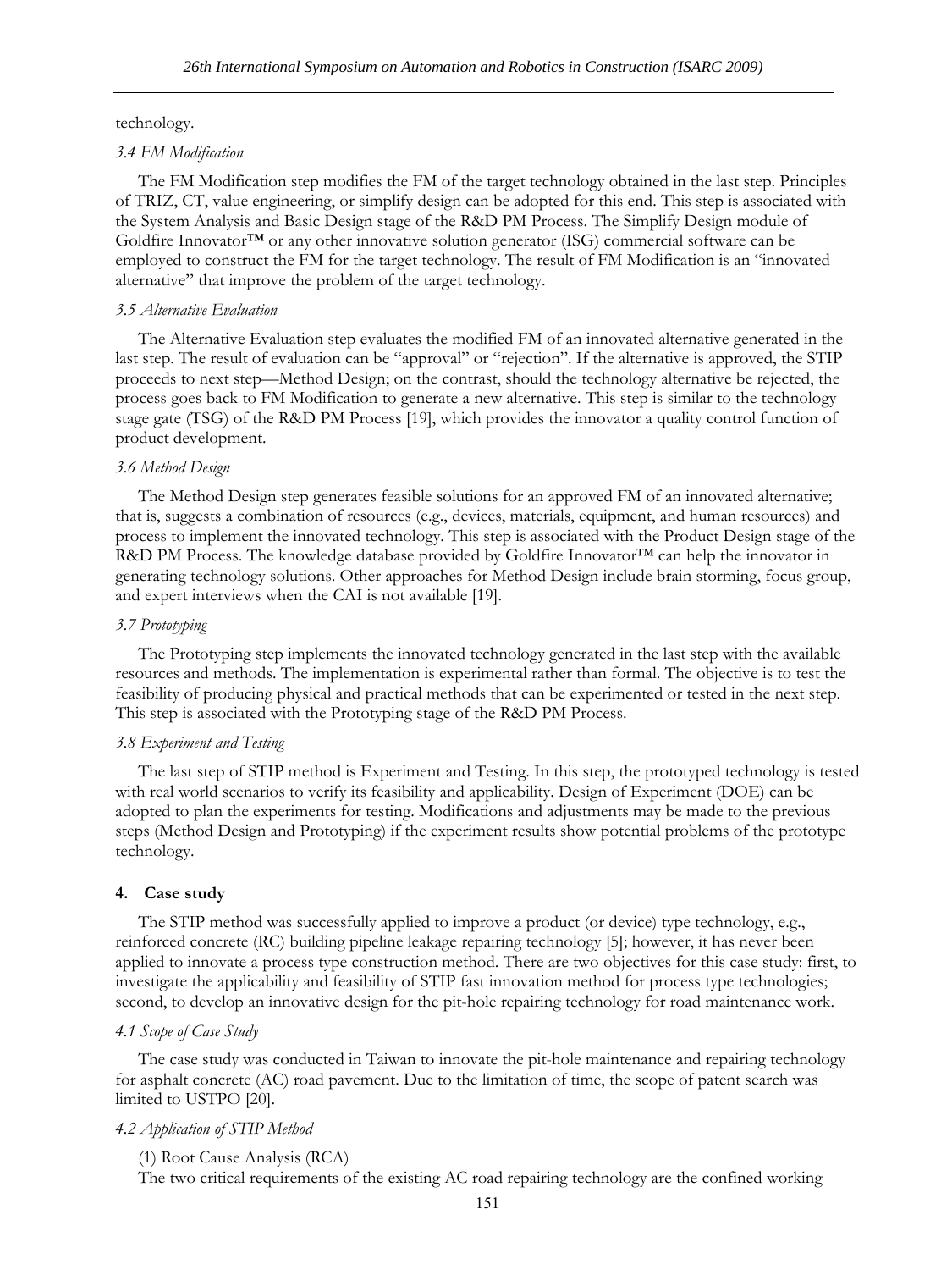technology.

### *3.4 FM Modification*

The FM Modification step modifies the FM of the target technology obtained in the last step. Principles of TRIZ, CT, value engineering, or simplify design can be adopted for this end. This step is associated with the System Analysis and Basic Design stage of the R&D PM Process. The Simplify Design module of Goldfire Innovator™ or any other innovative solution generator (ISG) commercial software can be employed to construct the FM for the target technology. The result of FM Modification is an "innovated alternative" that improve the problem of the target technology.

### *3.5 Alternative Evaluation*

The Alternative Evaluation step evaluates the modified FM of an innovated alternative generated in the last step. The result of evaluation can be "approval" or "rejection". If the alternative is approved, the STIP proceeds to next step—Method Design; on the contrast, should the technology alternative be rejected, the process goes back to FM Modification to generate a new alternative. This step is similar to the technology stage gate (TSG) of the R&D PM Process [19], which provides the innovator a quality control function of product development.

### *3.6 Method Design*

The Method Design step generates feasible solutions for an approved FM of an innovated alternative; that is, suggests a combination of resources (e.g., devices, materials, equipment, and human resources) and process to implement the innovated technology. This step is associated with the Product Design stage of the R&D PM Process. The knowledge database provided by Goldfire Innovator™ can help the innovator in generating technology solutions. Other approaches for Method Design include brain storming, focus group, and expert interviews when the CAI is not available [19].

### *3.7 Prototyping*

The Prototyping step implements the innovated technology generated in the last step with the available resources and methods. The implementation is experimental rather than formal. The objective is to test the feasibility of producing physical and practical methods that can be experimented or tested in the next step. This step is associated with the Prototyping stage of the R&D PM Process.

### *3.8 Experiment and Testing*

The last step of STIP method is Experiment and Testing. In this step, the prototyped technology is tested with real world scenarios to verify its feasibility and applicability. Design of Experiment (DOE) can be adopted to plan the experiments for testing. Modifications and adjustments may be made to the previous steps (Method Design and Prototyping) if the experiment results show potential problems of the prototype technology.

## 4. Case study

The STIP method was successfully applied to improve a product (or device) type technology, e.g., reinforced concrete (RC) building pipeline leakage repairing technology [5]; however, it has never been applied to innovate a process type construction method. There are two objectives for this case study: first, to investigate the applicability and feasibility of STIP fast innovation method for process type technologies; second, to develop an innovative design for the pit-hole repairing technology for road maintenance work.

### *4.1 Scope of Case Study*

The case study was conducted in Taiwan to innovate the pit-hole maintenance and repairing technology for asphalt concrete (AC) road pavement. Due to the limitation of time, the scope of patent search was limited to USTPO [20].

### *4.2 Application of STIP Method*

(1) Root Cause Analysis (RCA)

The two critical requirements of the existing AC road repairing technology are the confined working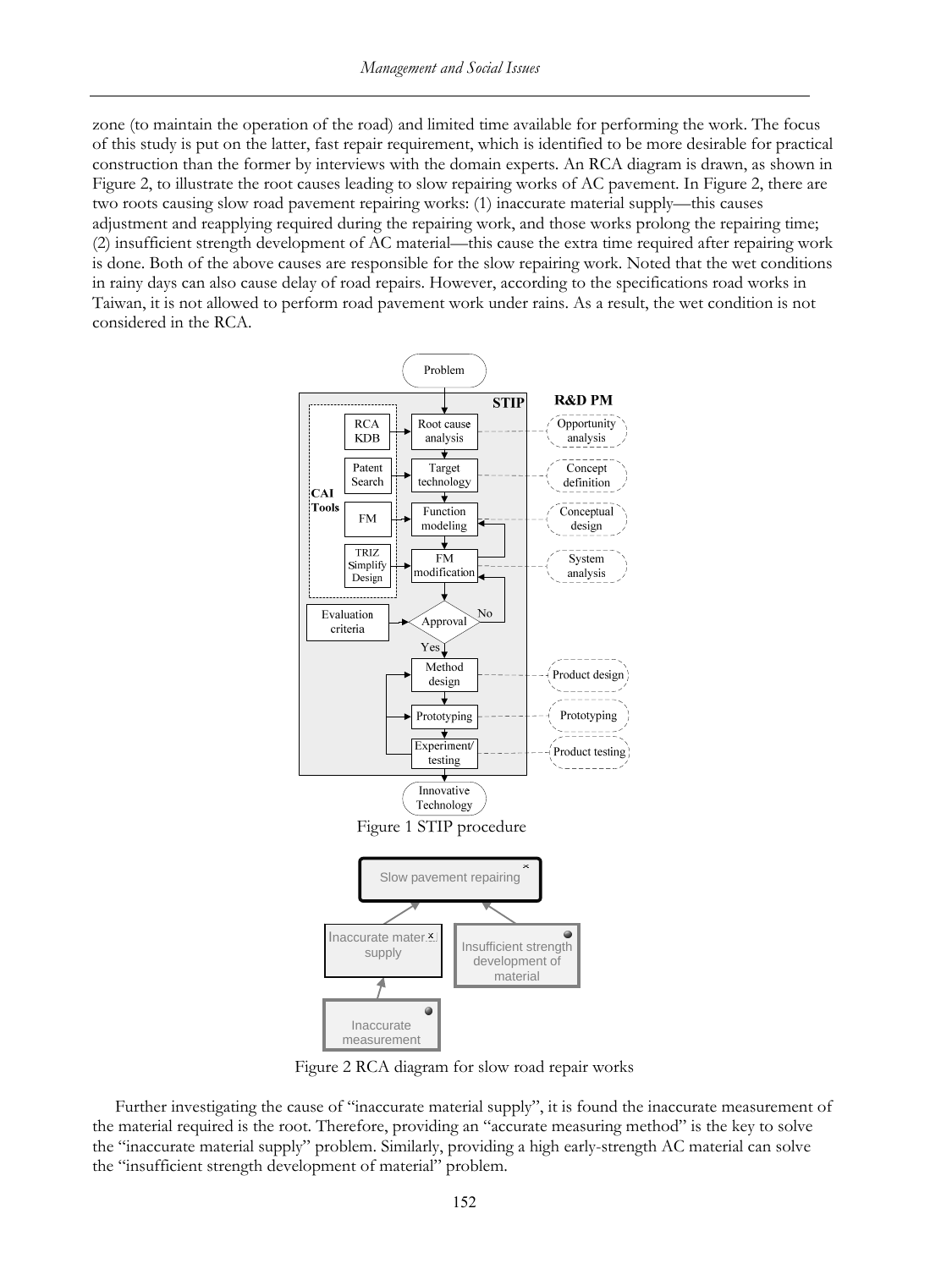zone (to maintain the operation of the road) and limited time available for performing the work. The focus of this study is put on the latter, fast repair requirement, which is identified to be more desirable for practical construction than the former by interviews with the domain experts. An RCA diagram is drawn, as shown in Figure 2, to illustrate the root causes leading to slow repairing works of AC pavement. In Figure 2, there are two roots causing slow road pavement repairing works: (1) inaccurate material supply—this causes adjustment and reapplying required during the repairing work, and those works prolong the repairing time; (2) insufficient strength development of AC material—this cause the extra time required after repairing work is done. Both of the above causes are responsible for the slow repairing work. Noted that the wet conditions in rainy days can also cause delay of road repairs. However, according to the specifications road works in Taiwan, it is not allowed to perform road pavement work under rains. As a result, the wet condition is not considered in the RCA.

Figure 1 STIP procedure

Figure 2 RCA diagram for slow road repair works

Further investigating the cause of "inaccurate material supply", it is found the inaccurate measurement of the material required is the root. Therefore, providing an "accurate measuring method" is the key to solve the "inaccurate material supply" problem. Similarly, providing a high early-strength AC material can solve the "insufficient strength development of material" problem.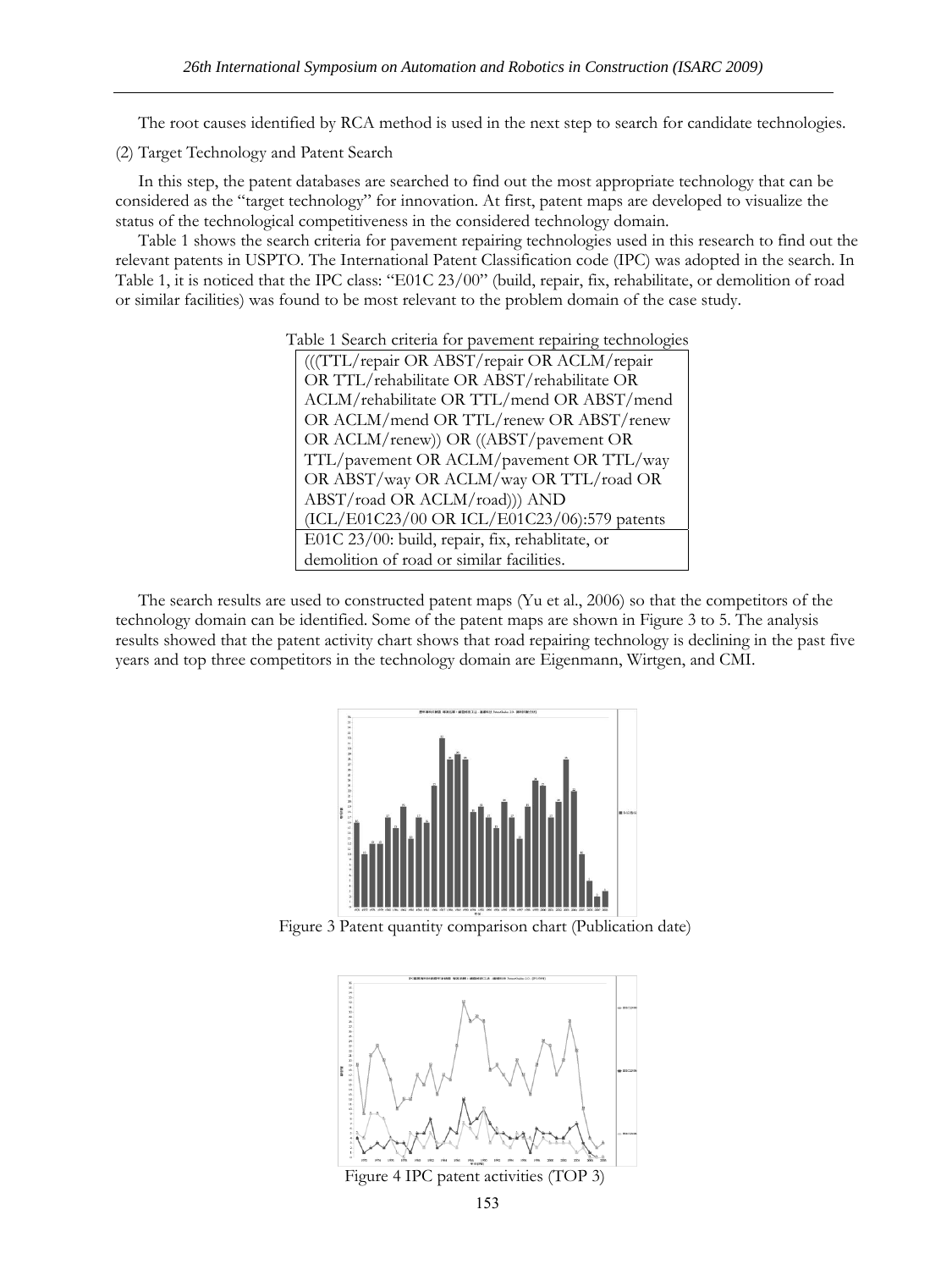The root causes identified by RCA method is used in the next step to search for candidate technologies.

(2) Target Technology and Patent Search

In this step, the patent databases are searched to find out the most appropriate technology that can be considered as the "target technology" for innovation. At first, patent maps are developed to visualize the status of the technological competitiveness in the considered technology domain.

Table 1 shows the search criteria for pavement repairing technologies used in this research to find out the relevant patents in USPTO. The International Patent Classification code (IPC) was adopted in the search. In Table 1, it is noticed that the IPC class: "E01C 23/00" (build, repair, fix, rehabilitate, or demolition of road or similar facilities) was found to be most relevant to the problem domain of the case study.

Table 1 Search criteria for pavement repairing technologies

| (((TTL/repair OR ABST/repair OR ACLM/repair OR TTL/rehabilitate OR ABST/rehabilitate OR ACLM/rehabilitate OR TTL/mend OR ABST/mend OR ACLM/mend OR TTL/renew OR ABST/renew OR ACLM/renew)) OR ((ABST/pavement OR TTL/pavement OR ACLM/pavement OR TTL/way OR ABST/way OR ACLM/way OR TTL/road OR ABST/road OR ACLM/road))) AND (ICL/E01C23/00 OR ICL/E01C23/06):579 patents |
|---|
| E01C 23/00: build, repair, fix, rehablitate, or demolition of road or similar facilities. |

The search results are used to constructed patent maps (Yu et al., 2006) so that the competitors of the technology domain can be identified. Some of the patent maps are shown in Figure 3 to 5. The analysis results showed that the patent activity chart shows that road repairing technology is declining in the past five years and top three competitors in the technology domain are Eigenmann, Wirtgen, and CMI.

Figure 3 Patent quantity comparison chart (Publication date)

Figure 4 IPC patent activities (TOP 3)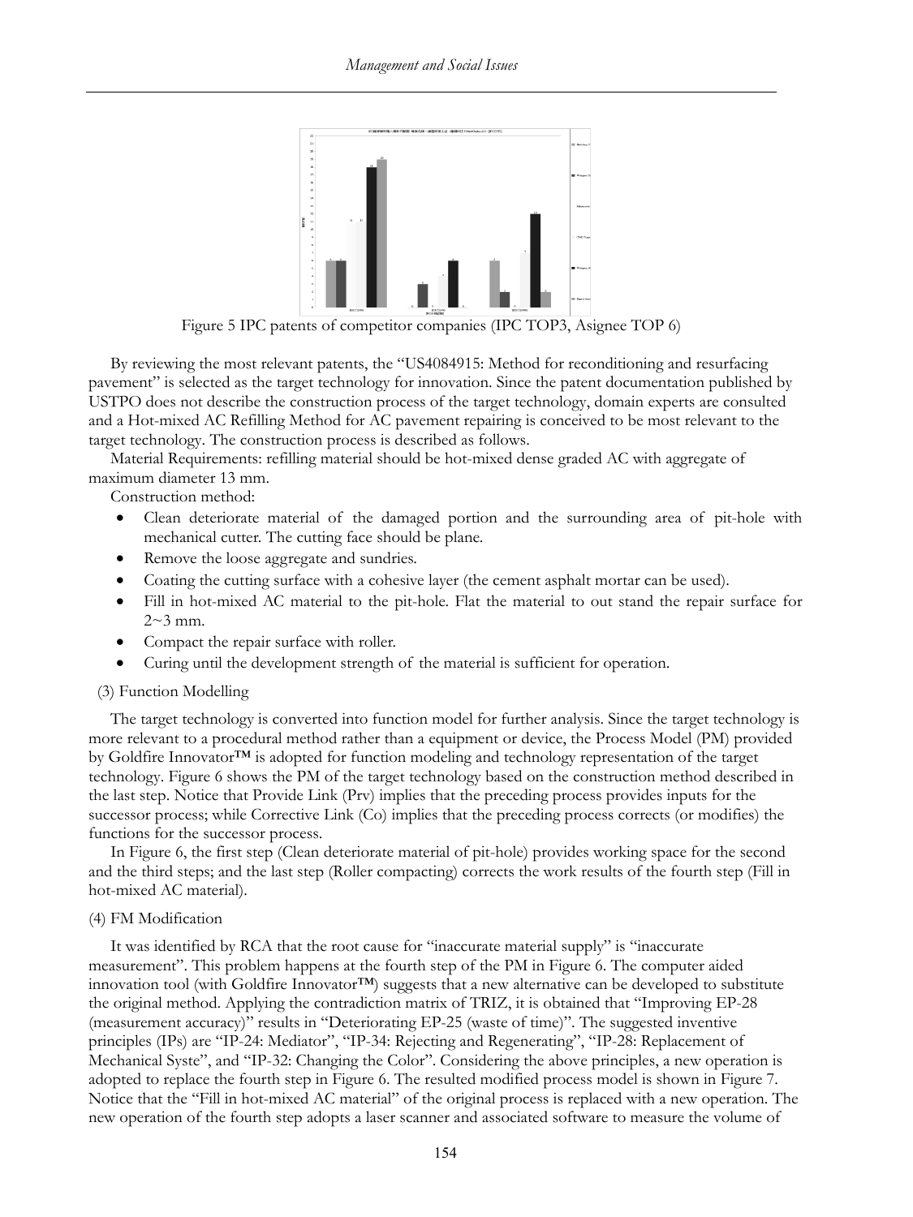Figure 5 IPC patents of competitor companies (IPC TOP3, Asignee TOP 6)

By reviewing the most relevant patents, the "US4084915: Method for reconditioning and resurfacing pavement" is selected as the target technology for innovation. Since the patent documentation published by USTPO does not describe the construction process of the target technology, domain experts are consulted and a Hot-mixed AC Refilling Method for AC pavement repairing is conceived to be most relevant to the target technology. The construction process is described as follows.

Material Requirements: refilling material should be hot-mixed dense graded AC with aggregate of maximum diameter 13 mm.

Construction method:

- Clean deteriorate material of the damaged portion and the surrounding area of pit-hole with mechanical cutter. The cutting face should be plane.
- Remove the loose aggregate and sundries.
- Coating the cutting surface with a cohesive layer (the cement asphalt mortar can be used).
- Fill in hot-mixed AC material to the pit-hole. Flat the material to out stand the repair surface for 2~3 mm.
- Compact the repair surface with roller.
- Curing until the development strength of the material is sufficient for operation.

(3) Function Modelling

The target technology is converted into function model for further analysis. Since the target technology is more relevant to a procedural method rather than a equipment or device, the Process Model (PM) provided by Goldfire Innovator™ is adopted for function modeling and technology representation of the target technology. Figure 6 shows the PM of the target technology based on the construction method described in the last step. Notice that Provide Link (Prv) implies that the preceding process provides inputs for the successor process; while Corrective Link (Co) implies that the preceding process corrects (or modifies) the functions for the successor process.

In Figure 6, the first step (Clean deteriorate material of pit-hole) provides working space for the second and the third steps; and the last step (Roller compacting) corrects the work results of the fourth step (Fill in hot-mixed AC material).

(4) FM Modification

It was identified by RCA that the root cause for "inaccurate material supply" is "inaccurate measurement". This problem happens at the fourth step of the PM in Figure 6. The computer aided innovation tool (with Goldfire Innovator™) suggests that a new alternative can be developed to substitute the original method. Applying the contradiction matrix of TRIZ, it is obtained that "Improving EP-28 (measurement accuracy)" results in "Deteriorating EP-25 (waste of time)". The suggested inventive principles (IPs) are "IP-24: Mediator", "IP-34: Rejecting and Regenerating", "IP-28: Replacement of Mechanical Syste", and "IP-32: Changing the Color". Considering the above principles, a new operation is adopted to replace the fourth step in Figure 6. The resulted modified process model is shown in Figure 7. Notice that the "Fill in hot-mixed AC material" of the original process is replaced with a new operation. The new operation of the fourth step adopts a laser scanner and associated software to measure the volume of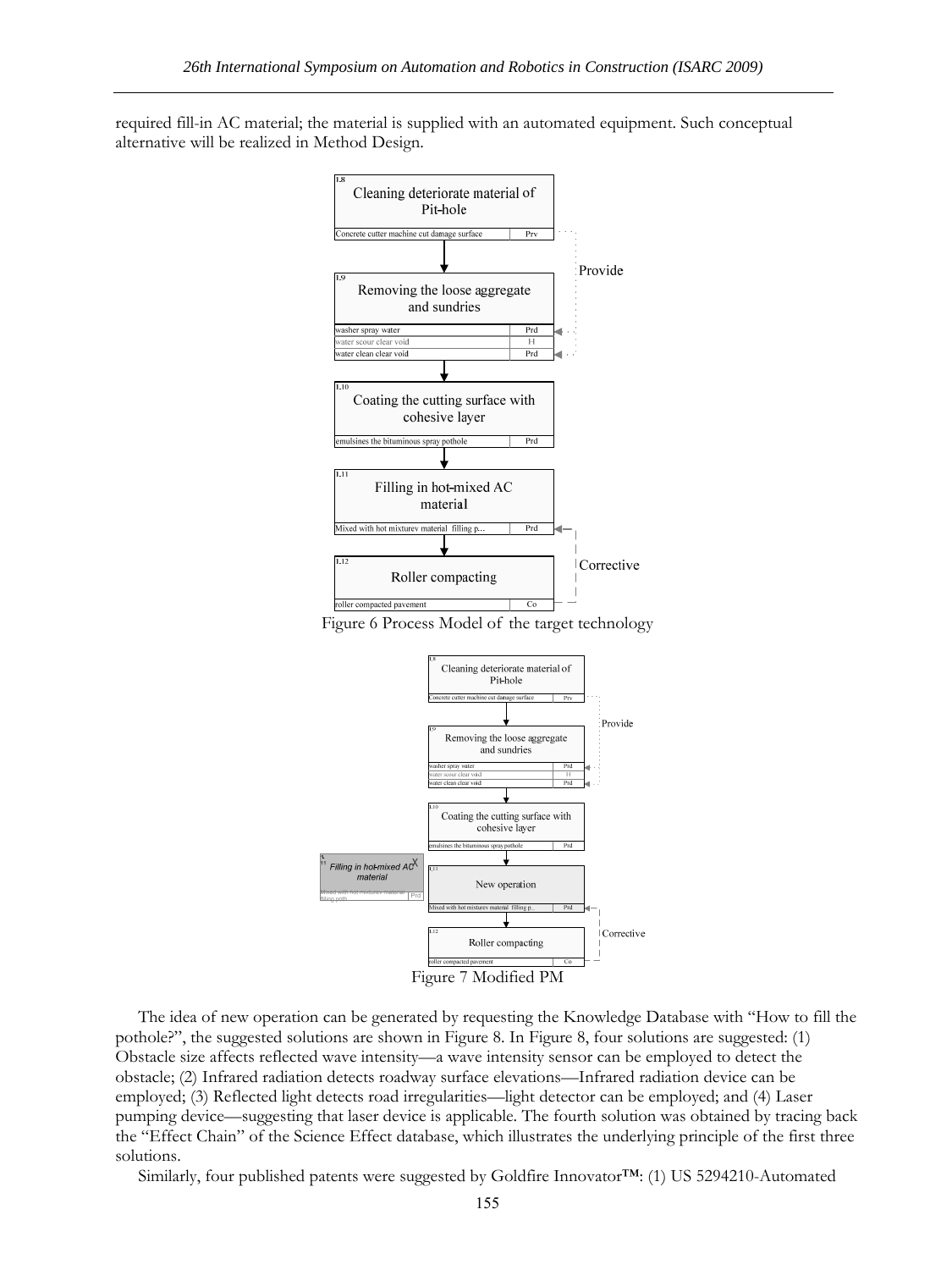required fill-in AC material; the material is supplied with an automated equipment. Such conceptual alternative will be realized in Method Design.

Figure 6 Process Model of the target technology

Figure 7 Modified PM

The idea of new operation can be generated by requesting the Knowledge Database with "How to fill the pothole?", the suggested solutions are shown in Figure 8. In Figure 8, four solutions are suggested: (1) Obstacle size affects reflected wave intensity—a wave intensity sensor can be employed to detect the obstacle; (2) Infrared radiation detects roadway surface elevations—Infrared radiation device can be employed; (3) Reflected light detects road irregularities—light detector can be employed; and (4) Laser pumping device—suggesting that laser device is applicable. The fourth solution was obtained by tracing back the "Effect Chain" of the Science Effect database, which illustrates the underlying principle of the first three solutions.

Similarly, four published patents were suggested by Goldfire Innovator™: (1) US 5294210-Automated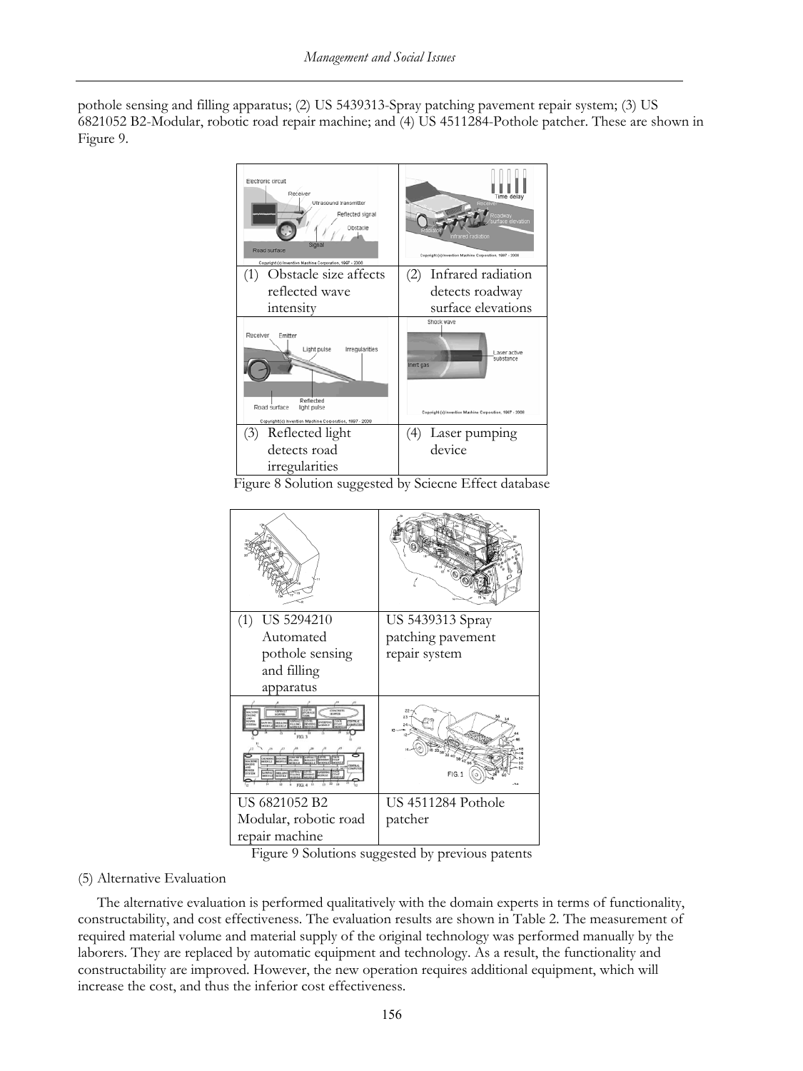pothole sensing and filling apparatus; (2) US 5439313-Spray patching pavement repair system; (3) US 6821052 B2-Modular, robotic road repair machine; and (4) US 4511284-Pothole patcher. These are shown in Figure 9.

| (1) Obstacle size affects reflected wave intensity | (2) Infrared radiation detects roadway surface elevations |
|---|---|
| (3) Reflected light detects road irregularities | (4) Laser pumping device |

Figure 8 Solution suggested by Sciecne Effect database

| (1) US 5294210 Automated pothole sensing and filling apparatus | US 5439313 Spray patching pavement repair system |
|---|---|
| US 6821052 B2 Modular, robotic road repair machine | US 4511284 Pothole patcher |

Figure 9 Solutions suggested by previous patents

(5) Alternative Evaluation

The alternative evaluation is performed qualitatively with the domain experts in terms of functionality, constructability, and cost effectiveness. The evaluation results are shown in Table 2. The measurement of required material volume and material supply of the original technology was performed manually by the laborers. They are replaced by automatic equipment and technology. As a result, the functionality and constructability are improved. However, the new operation requires additional equipment, which will increase the cost, and thus the inferior cost effectiveness.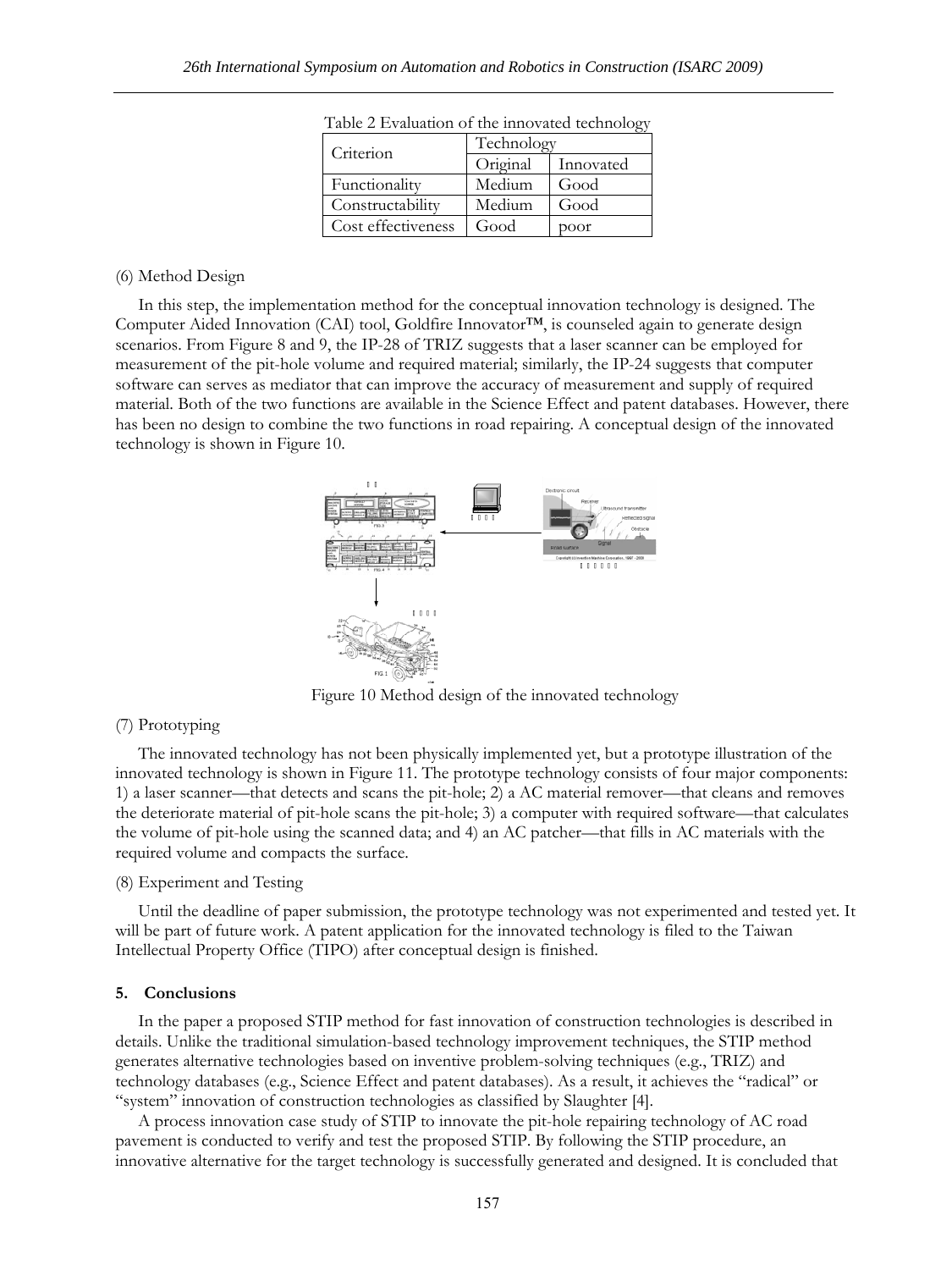Table 2 Evaluation of the innovated technology

| Criterion | Technology | |
|---|---|---|
| | Original | Innovated |
| Functionality | Medium | Good |
| Constructability | Medium | Good |
| Cost effectiveness | Good | poor |

(6) Method Design

In this step, the implementation method for the conceptual innovation technology is designed. The Computer Aided Innovation (CAI) tool, Goldfire Innovator™, is counseled again to generate design scenarios. From Figure 8 and 9, the IP-28 of TRIZ suggests that a laser scanner can be employed for measurement of the pit-hole volume and required material; similarly, the IP-24 suggests that computer software can serves as mediator that can improve the accuracy of measurement and supply of required material. Both of the two functions are available in the Science Effect and patent databases. However, there has been no design to combine the two functions in road repairing. A conceptual design of the innovated technology is shown in Figure 10.

Figure 10 Method design of the innovated technology

(7) Prototyping

The innovated technology has not been physically implemented yet, but a prototype illustration of the innovated technology is shown in Figure 11. The prototype technology consists of four major components: 1) a laser scanner—that detects and scans the pit-hole; 2) a AC material remover—that cleans and removes the deteriorate material of pit-hole scans the pit-hole; 3) a computer with required software—that calculates the volume of pit-hole using the scanned data; and 4) an AC patcher—that fills in AC materials with the required volume and compacts the surface.

(8) Experiment and Testing

Until the deadline of paper submission, the prototype technology was not experimented and tested yet. It will be part of future work. A patent application for the innovated technology is filed to the Taiwan Intellectual Property Office (TIPO) after conceptual design is finished.

## 5. Conclusions

In the paper a proposed STIP method for fast innovation of construction technologies is described in details. Unlike the traditional simulation-based technology improvement techniques, the STIP method generates alternative technologies based on inventive problem-solving techniques (e.g., TRIZ) and technology databases (e.g., Science Effect and patent databases). As a result, it achieves the "radical" or "system" innovation of construction technologies as classified by Slaughter [4].

A process innovation case study of STIP to innovate the pit-hole repairing technology of AC road pavement is conducted to verify and test the proposed STIP. By following the STIP procedure, an innovative alternative for the target technology is successfully generated and designed. It is concluded that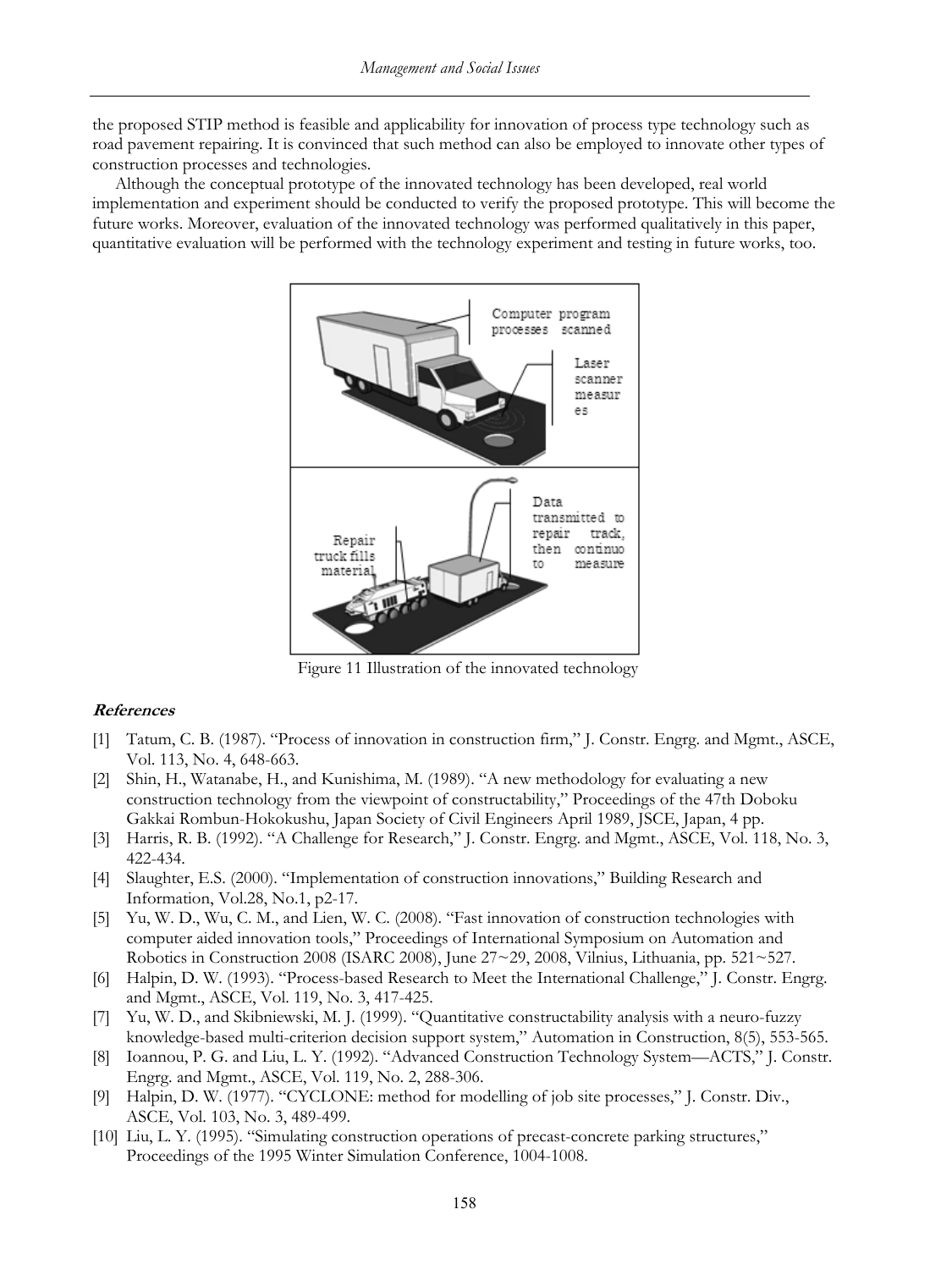the proposed STIP method is feasible and applicability for innovation of process type technology such as road pavement repairing. It is convinced that such method can also be employed to innovate other types of construction processes and technologies.

Although the conceptual prototype of the innovated technology has been developed, real world implementation and experiment should be conducted to verify the proposed prototype. This will become the future works. Moreover, evaluation of the innovated technology was performed qualitatively in this paper, quantitative evaluation will be performed with the technology experiment and testing in future works, too.

Figure 11 Illustration of the innovated technology

### *References*

[1] Tatum, C. B. (1987). "Process of innovation in construction firm," J. Constr. Engrg. and Mgmt., ASCE, Vol. 113, No. 4, 648-663.

[2] Shin, H., Watanabe, H., and Kunishima, M. (1989). "A new methodology for evaluating a new construction technology from the viewpoint of constructability," Proceedings of the 47th Doboku Gakkai Rombun-Hokokushu, Japan Society of Civil Engineers April 1989, JSCE, Japan, 4 pp.

[3] Harris, R. B. (1992). "A Challenge for Research," J. Constr. Engrg. and Mgmt., ASCE, Vol. 118, No. 3, 422-434.

[4] Slaughter, E.S. (2000). "Implementation of construction innovations," Building Research and Information, Vol.28, No.1, p2-17.

[5] Yu, W. D., Wu, C. M., and Lien, W. C. (2008). "Fast innovation of construction technologies with computer aided innovation tools," Proceedings of International Symposium on Automation and Robotics in Construction 2008 (ISARC 2008), June 27~29, 2008, Vilnius, Lithuania, pp. 521~527.

[6] Halpin, D. W. (1993). "Process-based Research to Meet the International Challenge," J. Constr. Engrg. and Mgmt., ASCE, Vol. 119, No. 3, 417-425.

[7] Yu, W. D., and Skibniewski, M. J. (1999). "Quantitative constructability analysis with a neuro-fuzzy knowledge-based multi-criterion decision support system," Automation in Construction, 8(5), 553-565.

[8] Ioannou, P. G. and Liu, L. Y. (1992). "Advanced Construction Technology System—ACTS," J. Constr. Engrg. and Mgmt., ASCE, Vol. 119, No. 2, 288-306.

[9] Halpin, D. W. (1977). "CYCLONE: method for modelling of job site processes," J. Constr. Div., ASCE, Vol. 103, No. 3, 489-499.

[10] Liu, L. Y. (1995). "Simulating construction operations of precast-concrete parking structures," Proceedings of the 1995 Winter Simulation Conference, 1004-1008.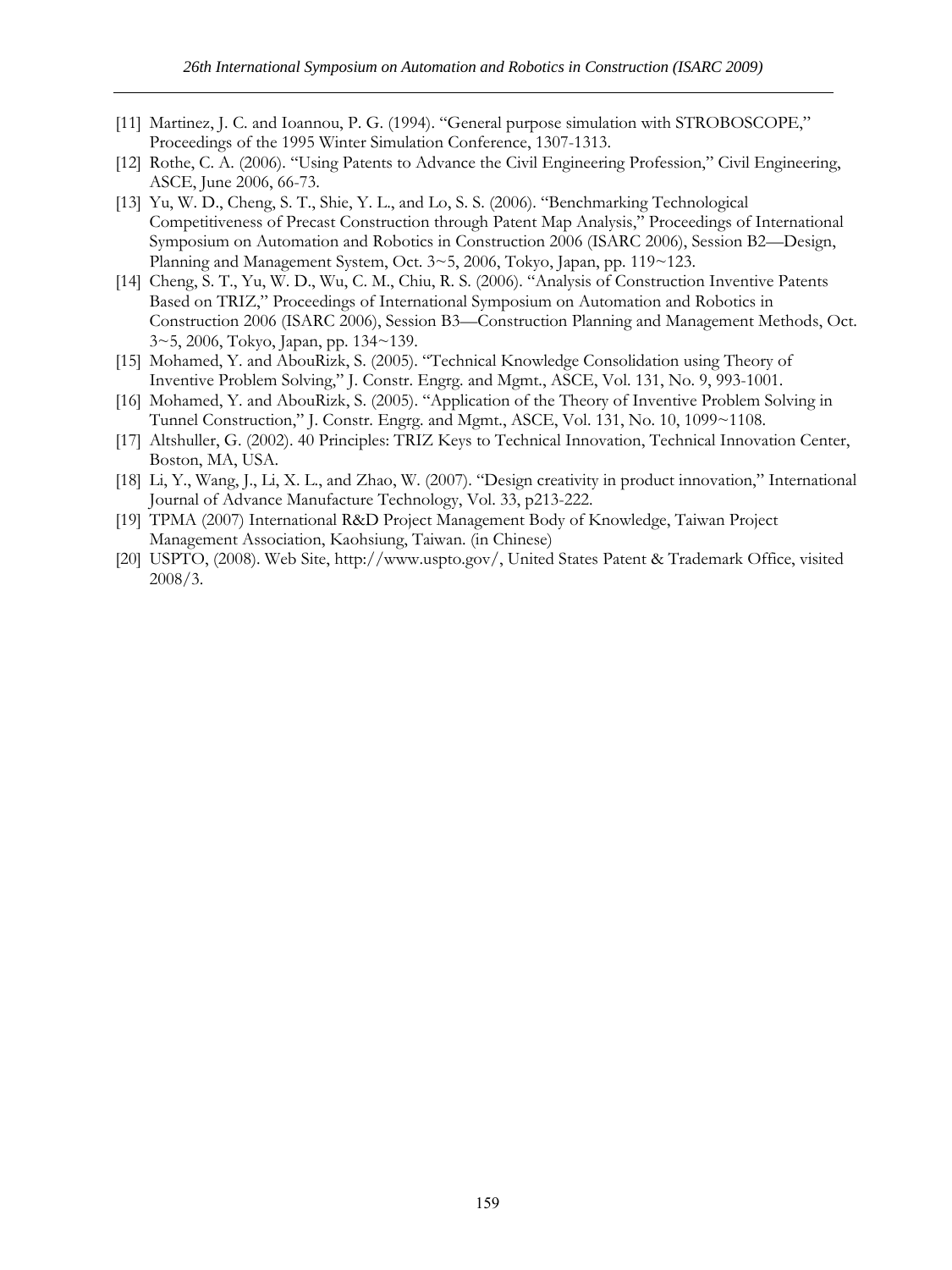[11] Martinez, J. C. and Ioannou, P. G. (1994). "General purpose simulation with STROBOSCOPE," Proceedings of the 1995 Winter Simulation Conference, 1307-1313.

[12] Rothe, C. A. (2006). "Using Patents to Advance the Civil Engineering Profession," Civil Engineering, ASCE, June 2006, 66-73.

[13] Yu, W. D., Cheng, S. T., Shie, Y. L., and Lo, S. S. (2006). "Benchmarking Technological Competitiveness of Precast Construction through Patent Map Analysis," Proceedings of International Symposium on Automation and Robotics in Construction 2006 (ISARC 2006), Session B2—Design, Planning and Management System, Oct. 3~5, 2006, Tokyo, Japan, pp. 119~123.

[14] Cheng, S. T., Yu, W. D., Wu, C. M., Chiu, R. S. (2006). "Analysis of Construction Inventive Patents Based on TRIZ," Proceedings of International Symposium on Automation and Robotics in Construction 2006 (ISARC 2006), Session B3—Construction Planning and Management Methods, Oct. 3~5, 2006, Tokyo, Japan, pp. 134~139.

[15] Mohamed, Y. and AbouRizk, S. (2005). "Technical Knowledge Consolidation using Theory of Inventive Problem Solving," J. Constr. Engrg. and Mgmt., ASCE, Vol. 131, No. 9, 993-1001.

[16] Mohamed, Y. and AbouRizk, S. (2005). "Application of the Theory of Inventive Problem Solving in Tunnel Construction," J. Constr. Engrg. and Mgmt., ASCE, Vol. 131, No. 10, 1099~1108.

[17] Altshuller, G. (2002). 40 Principles: TRIZ Keys to Technical Innovation, Technical Innovation Center, Boston, MA, USA.

[18] Li, Y., Wang, J., Li, X. L., and Zhao, W. (2007). "Design creativity in product innovation," International Journal of Advance Manufacture Technology, Vol. 33, p213-222.

[19] TPMA (2007) International R&D Project Management Body of Knowledge, Taiwan Project Management Association, Kaohsiung, Taiwan. (in Chinese)

[20] USPTO, (2008). Web Site, http://www.uspto.gov/, United States Patent & Trademark Office, visited 2008/3.